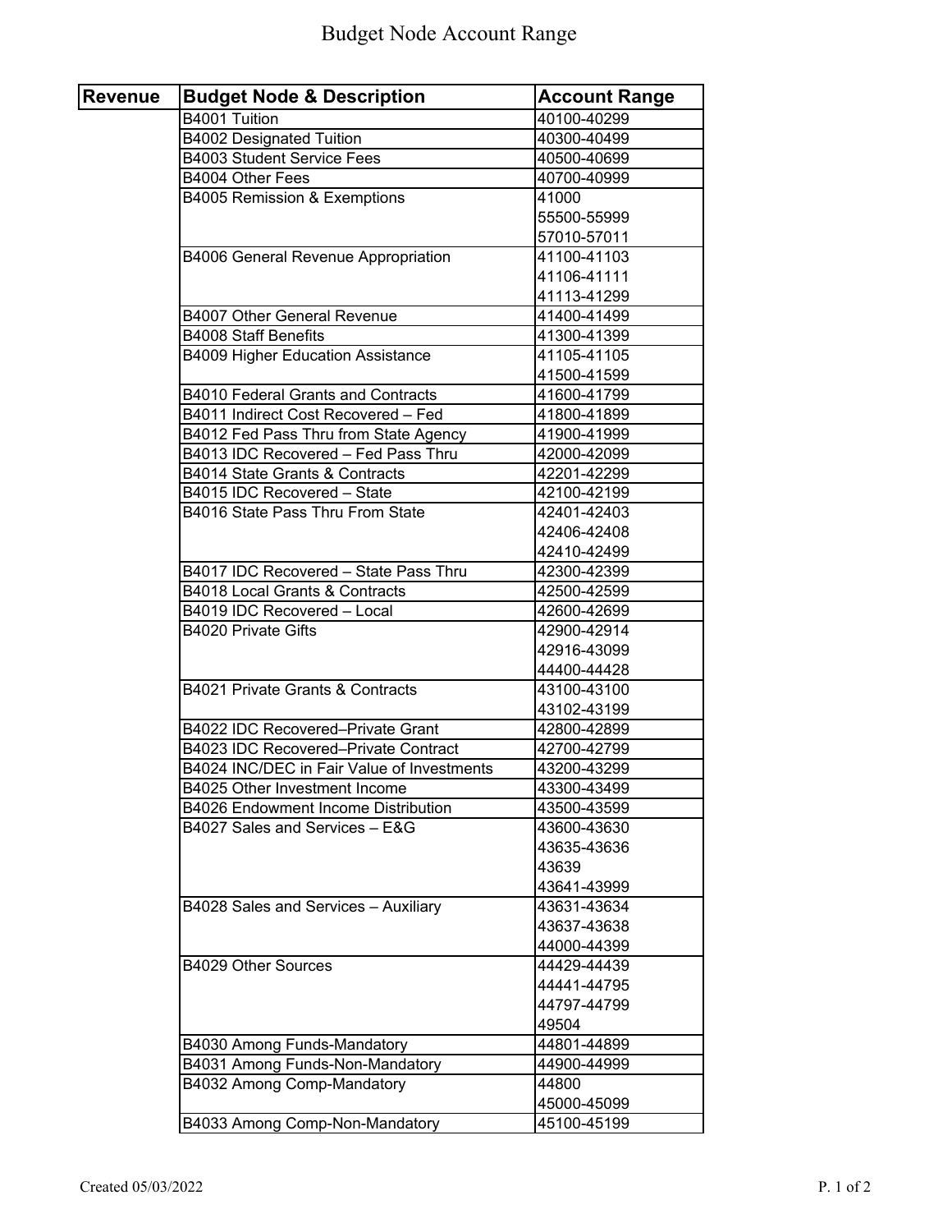# Budget Node Account Range

| Revenue | Budget Node & Description | Account Range |
|---|---|---|
| | B4001 Tuition | 40100-40299 |
| | B4002 Designated Tuition | 40300-40499 |
| | B4003 Student Service Fees | 40500-40699 |
| | B4004 Other Fees | 40700-40999 |
| | B4005 Remission & Exemptions | 41000 |
| | | 55500-55999 |
| | | 57010-57011 |
| | B4006 General Revenue Appropriation | 41100-41103 |
| | | 41106-41111 |
| | | 41113-41299 |
| | B4007 Other General Revenue | 41400-41499 |
| | B4008 Staff Benefits | 41300-41399 |
| | B4009 Higher Education Assistance | 41105-41105 |
| | | 41500-41599 |
| | B4010 Federal Grants and Contracts | 41600-41799 |
| | B4011 Indirect Cost Recovered – Fed | 41800-41899 |
| | B4012 Fed Pass Thru from State Agency | 41900-41999 |
| | B4013 IDC Recovered – Fed Pass Thru | 42000-42099 |
| | B4014 State Grants & Contracts | 42201-42299 |
| | B4015 IDC Recovered – State | 42100-42199 |
| | B4016 State Pass Thru From State | 42401-42403 |
| | | 42406-42408 |
| | | 42410-42499 |
| | B4017 IDC Recovered – State Pass Thru | 42300-42399 |
| | B4018 Local Grants & Contracts | 42500-42599 |
| | B4019 IDC Recovered – Local | 42600-42699 |
| | B4020 Private Gifts | 42900-42914 |
| | | 42916-43099 |
| | | 44400-44428 |
| | B4021 Private Grants & Contracts | 43100-43100 |
| | | 43102-43199 |
| | B4022 IDC Recovered–Private Grant | 42800-42899 |
| | B4023 IDC Recovered–Private Contract | 42700-42799 |
| | B4024 INC/DEC in Fair Value of Investments | 43200-43299 |
| | B4025 Other Investment Income | 43300-43499 |
| | B4026 Endowment Income Distribution | 43500-43599 |
| | B4027 Sales and Services – E&G | 43600-43630 |
| | | 43635-43636 |
| | | 43639 |
| | | 43641-43999 |
| | B4028 Sales and Services – Auxiliary | 43631-43634 |
| | | 43637-43638 |
| | | 44000-44399 |
| | B4029 Other Sources | 44429-44439 |
| | | 44441-44795 |
| | | 44797-44799 |
| | | 49504 |
| | B4030 Among Funds-Mandatory | 44801-44899 |
| | B4031 Among Funds-Non-Mandatory | 44900-44999 |
| | B4032 Among Comp-Mandatory | 44800 |
| | | 45000-45099 |
| | B4033 Among Comp-Non-Mandatory | 45100-45199 |

Created 05/03/2022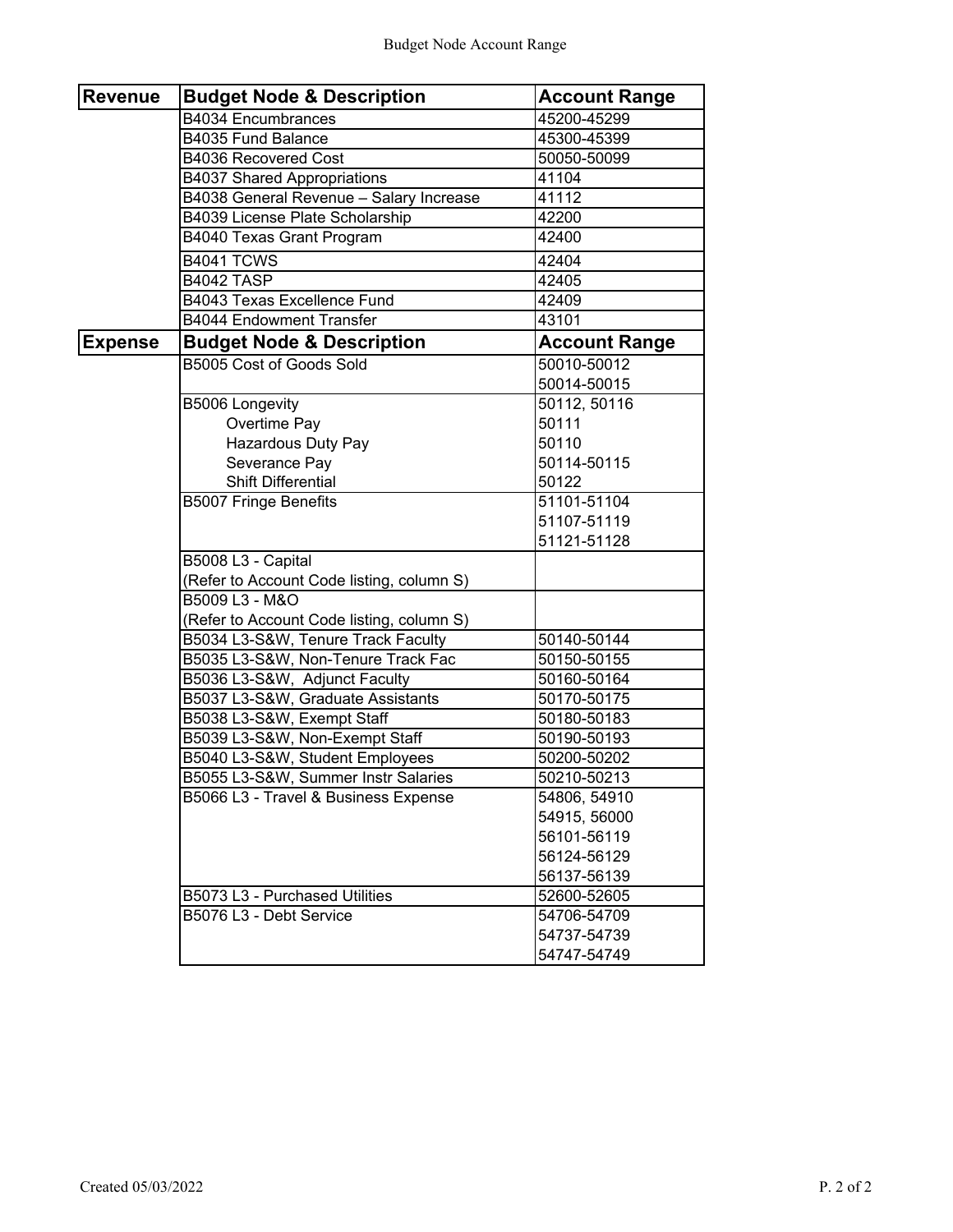Budget Node Account Range

| Revenue | Budget Node & Description | Account Range |
|---|---|---|
| | B4034 Encumbrances | 45200-45299 |
| | B4035 Fund Balance | 45300-45399 |
| | B4036 Recovered Cost | 50050-50099 |
| | B4037 Shared Appropriations | 41104 |
| | B4038 General Revenue – Salary Increase | 41112 |
| | B4039 License Plate Scholarship | 42200 |
| | B4040 Texas Grant Program | 42400 |
| | B4041 TCWS | 42404 |
| | B4042 TASP | 42405 |
| | B4043 Texas Excellence Fund | 42409 |
| | B4044 Endowment Transfer | 43101 |
| **Expense** | **Budget Node & Description** | **Account Range** |
| | B5005 Cost of Goods Sold | 50010-50012 |
| | | 50014-50015 |
| | B5006 Longevity | 50112, 50116 |
| | Overtime Pay | 50111 |
| | Hazardous Duty Pay | 50110 |
| | Severance Pay | 50114-50115 |
| | Shift Differential | 50122 |
| | B5007 Fringe Benefits | 51101-51104 |
| | | 51107-51119 |
| | | 51121-51128 |
| | B5008 L3 - Capital (Refer to Account Code listing, column S) | |
| | B5009 L3 - M&O (Refer to Account Code listing, column S) | |
| | B5034 L3-S&W, Tenure Track Faculty | 50140-50144 |
| | B5035 L3-S&W, Non-Tenure Track Fac | 50150-50155 |
| | B5036 L3-S&W, Adjunct Faculty | 50160-50164 |
| | B5037 L3-S&W, Graduate Assistants | 50170-50175 |
| | B5038 L3-S&W, Exempt Staff | 50180-50183 |
| | B5039 L3-S&W, Non-Exempt Staff | 50190-50193 |
| | B5040 L3-S&W, Student Employees | 50200-50202 |
| | B5055 L3-S&W, Summer Instr Salaries | 50210-50213 |
| | B5066 L3 - Travel & Business Expense | 54806, 54910 |
| | | 54915, 56000 |
| | | 56101-56119 |
| | | 56124-56129 |
| | | 56137-56139 |
| | B5073 L3 - Purchased Utilities | 52600-52605 |
| | B5076 L3 - Debt Service | 54706-54709 |
| | | 54737-54739 |
| | | 54747-54749 |

Created 05/03/2022